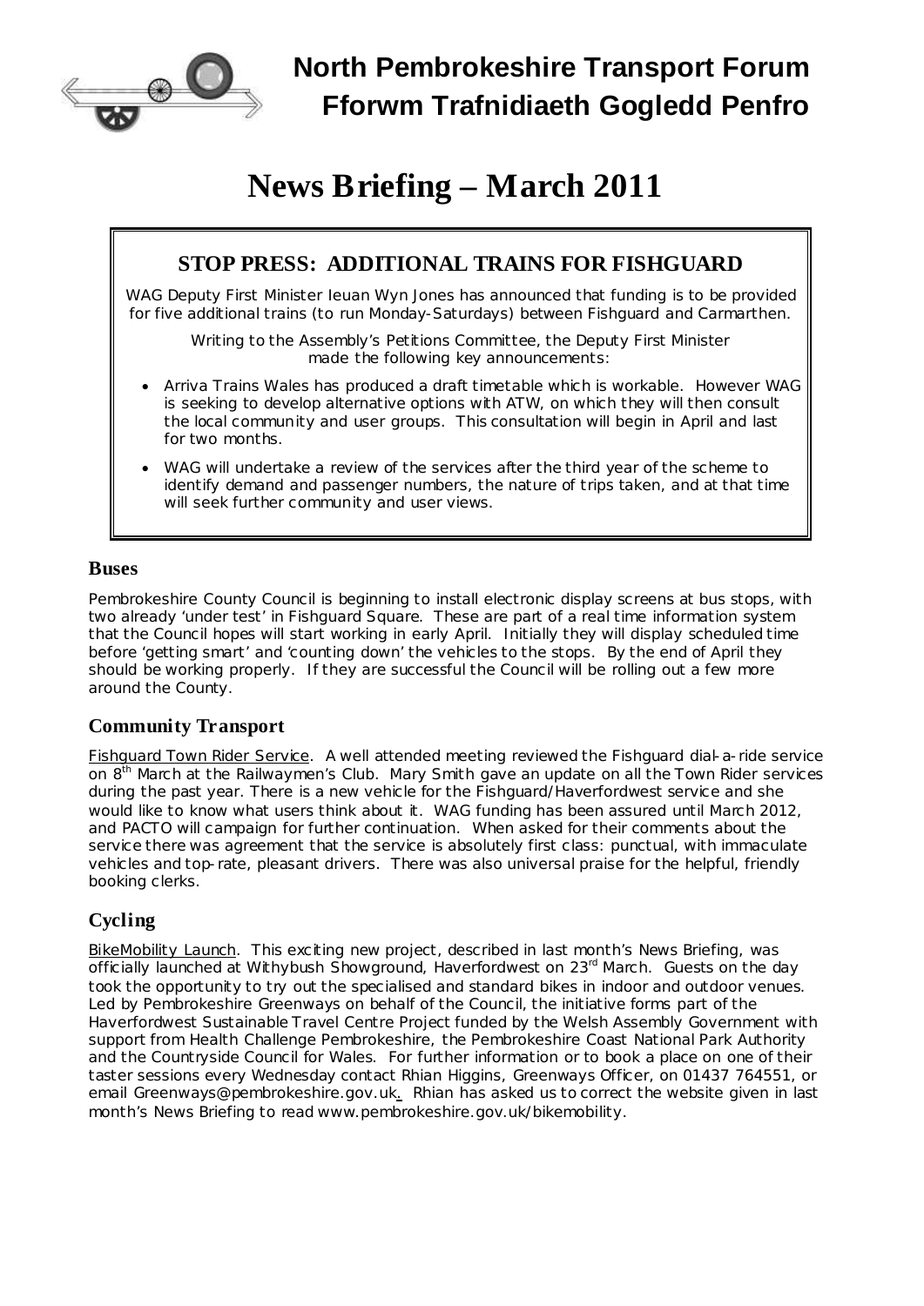# North Pembrokeshire Transport Forum
# Fforwm Trafnidiaeth Gogledd Penfro

# News Briefing – March 2011

## STOP PRESS: ADDITIONAL TRAINS FOR FISHGUARD

WAG Deputy First Minister Ieuan Wyn Jones has announced that funding is to be provided for five additional trains (to run Monday-Saturdays) between Fishguard and Carmarthen.

Writing to the Assembly's Petitions Committee, the Deputy First Minister made the following key announcements:

- Arriva Trains Wales has produced a draft timetable which is workable. However WAG is seeking to develop alternative options with ATW, on which they will then consult the local community and user groups. This consultation will begin in April and last for two months.
- WAG will undertake a review of the services after the third year of the scheme to identify demand and passenger numbers, the nature of trips taken, and at that time will seek further community and user views.

### Buses

Pembrokeshire County Council is beginning to install electronic display screens at bus stops, with two already 'under test' in Fishguard Square. These are part of a real time information system that the Council hopes will start working in early April. Initially they will display scheduled time before 'getting smart' and 'counting down' the vehicles to the stops. By the end of April they should be working properly. If they are successful the Council will be rolling out a few more around the County.

### Community Transport

Fishguard Town Rider Service. A well attended meeting reviewed the Fishguard dial-a-ride service on 8th March at the Railwaymen's Club. Mary Smith gave an update on all the Town Rider services during the past year. There is a new vehicle for the Fishguard/Haverfordwest service and she would like to know what users think about it. WAG funding has been assured until March 2012, and PACTO will campaign for further continuation. When asked for their comments about the service there was agreement that the service is absolutely first class: punctual, with immaculate vehicles and top-rate, pleasant drivers. There was also universal praise for the helpful, friendly booking clerks.

### Cycling

BikeMobility Launch. This exciting new project, described in last month's News Briefing, was officially launched at Withybush Showground, Haverfordwest on 23rd March. Guests on the day took the opportunity to try out the specialised and standard bikes in indoor and outdoor venues. Led by Pembrokeshire Greenways on behalf of the Council, the initiative forms part of the Haverfordwest Sustainable Travel Centre Project funded by the Welsh Assembly Government with support from Health Challenge Pembrokeshire, the Pembrokeshire Coast National Park Authority and the Countryside Council for Wales. For further information or to book a place on one of their taster sessions every Wednesday contact Rhian Higgins, Greenways Officer, on 01437 764551, or email Greenways@pembrokeshire.gov.uk. Rhian has asked us to correct the website given in last month's News Briefing to read www.pembrokeshire.gov.uk/bikemobility.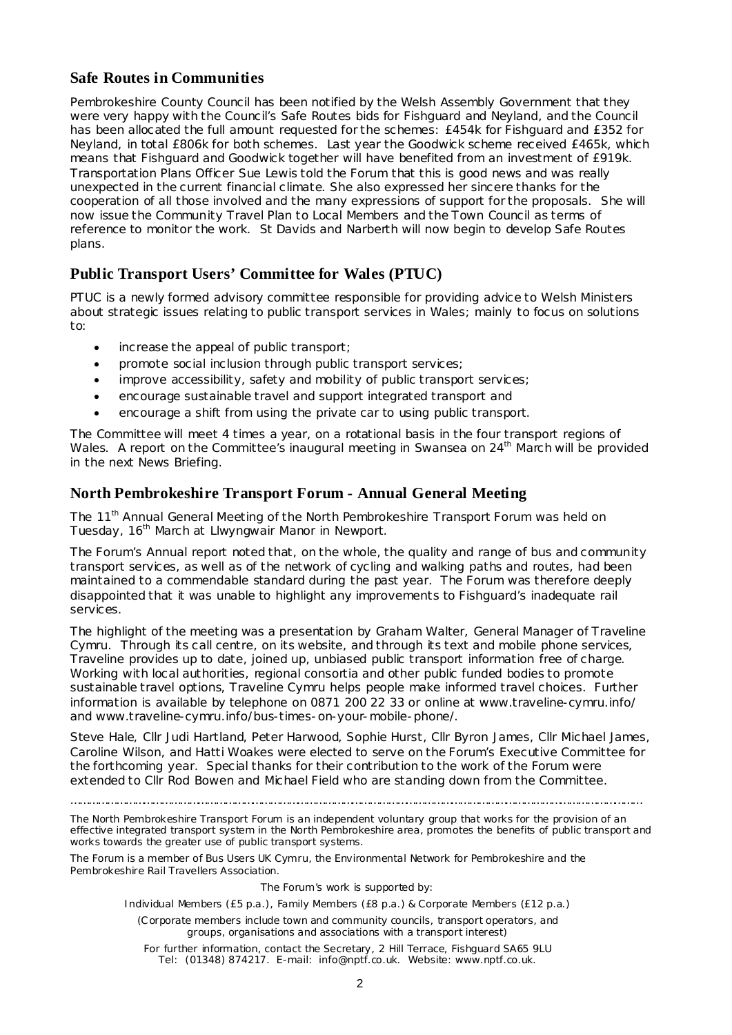## Safe Routes in Communities

Pembrokeshire County Council has been notified by the Welsh Assembly Government that they were very happy with the Council's Safe Routes bids for Fishguard and Neyland, and the Council has been allocated the full amount requested for the schemes: £454k for Fishguard and £352 for Neyland, in total £806k for both schemes. Last year the Goodwick scheme received £465k, which means that Fishguard and Goodwick together will have benefited from an investment of £919k. Transportation Plans Officer Sue Lewis told the Forum that this is good news and was really unexpected in the current financial climate. She also expressed her sincere thanks for the cooperation of all those involved and the many expressions of support for the proposals. She will now issue the Community Travel Plan to Local Members and the Town Council as terms of reference to monitor the work. St Davids and Narberth will now begin to develop Safe Routes plans.

## Public Transport Users' Committee for Wales (PTUC)

PTUC is a newly formed advisory committee responsible for providing advice to Welsh Ministers about strategic issues relating to public transport services in Wales; mainly to focus on solutions to:

- increase the appeal of public transport;
- promote social inclusion through public transport services;
- improve accessibility, safety and mobility of public transport services;
- encourage sustainable travel and support integrated transport and
- encourage a shift from using the private car to using public transport.

The Committee will meet 4 times a year, on a rotational basis in the four transport regions of Wales. A report on the Committee's inaugural meeting in Swansea on 24th March will be provided in the next News Briefing.

## North Pembrokeshire Transport Forum - Annual General Meeting

The 11th Annual General Meeting of the North Pembrokeshire Transport Forum was held on Tuesday, 16th March at Llwyngwair Manor in Newport.

The Forum's Annual report noted that, on the whole, the quality and range of bus and community transport services, as well as of the network of cycling and walking paths and routes, had been maintained to a commendable standard during the past year. The Forum was therefore deeply disappointed that it was unable to highlight any improvements to Fishguard's inadequate rail services.

The highlight of the meeting was a presentation by Graham Walter, General Manager of Traveline Cymru. Through its call centre, on its website, and through its text and mobile phone services, Traveline provides up to date, joined up, unbiased public transport information free of charge. Working with local authorities, regional consortia and other public funded bodies to promote sustainable travel options, Traveline Cymru helps people make informed travel choices. Further information is available by telephone on 0871 200 22 33 or online at www.traveline-cymru.info/ and www.traveline-cymru.info/bus-times-on-your-mobile-phone/.

Steve Hale, Cllr Judi Hartland, Peter Harwood, Sophie Hurst, Cllr Byron James, Cllr Michael James, Caroline Wilson, and Hatti Woakes were elected to serve on the Forum's Executive Committee for the forthcoming year. Special thanks for their contribution to the work of the Forum were extended to Cllr Rod Bowen and Michael Field who are standing down from the Committee.

---

*The North Pembrokeshire Transport Forum is an independent voluntary group that works for the provision of an effective integrated transport system in the North Pembrokeshire area, promotes the benefits of public transport and works towards the greater use of public transport systems.*

*The Forum is a member of Bus Users UK Cymru, the Environmental Network for Pembrokeshire and the Pembrokeshire Rail Travellers Association.*

*The Forum's work is supported by:*

*Individual Members (£5 p.a.), Family Members (£8 p.a.) & Corporate Members (£12 p.a.)*

*(Corporate members include town and community councils, transport operators, and groups, organisations and associations with a transport interest)*

*For further information, contact the Secretary, 2 Hill Terrace, Fishguard SA65 9LU Tel: (01348) 874217. E-mail: info@nptf.co.uk. Website: www.nptf.co.uk.*